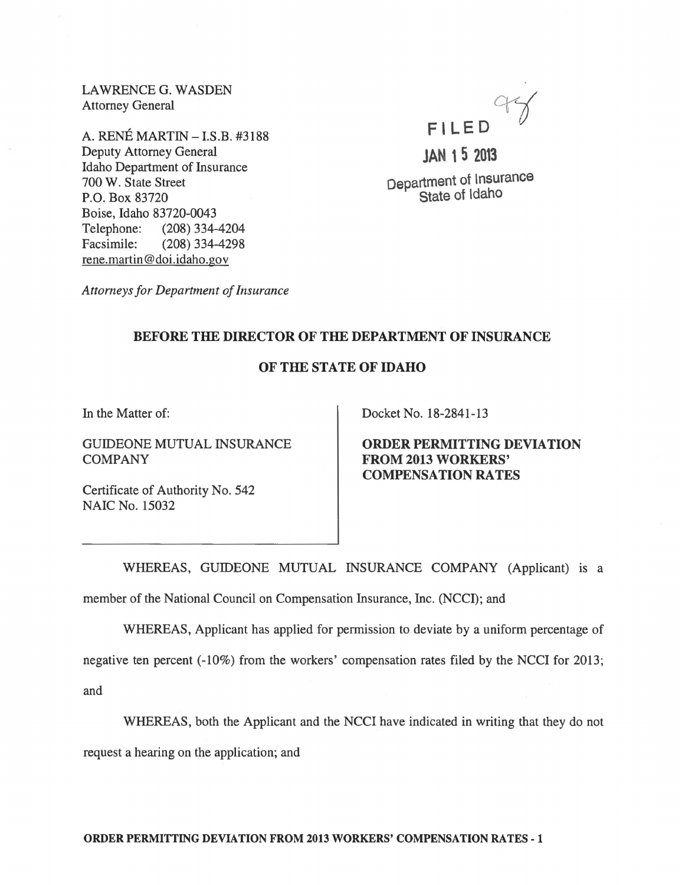LAWRENCE G. WASDEN
Attorney General

A. RENÉ MARTIN – I.S.B. #3188
Deputy Attorney General
Idaho Department of Insurance
700 W. State Street
P.O. Box 83720
Boise, Idaho 83720-0043
Telephone: (208) 334-4204
Facsimile: (208) 334-4298
rene.martin@doi.idaho.gov

*Attorneys for Department of Insurance*

FILED
JAN 15 2013
Department of Insurance
State of Idaho

**BEFORE THE DIRECTOR OF THE DEPARTMENT OF INSURANCE**

**OF THE STATE OF IDAHO**

In the Matter of:

GUIDEONE MUTUAL INSURANCE COMPANY

Certificate of Authority No. 542
NAIC No. 15032

Docket No. 18-2841-13

**ORDER PERMITTING DEVIATION FROM 2013 WORKERS' COMPENSATION RATES**

WHEREAS, GUIDEONE MUTUAL INSURANCE COMPANY (Applicant) is a member of the National Council on Compensation Insurance, Inc. (NCCI); and

WHEREAS, Applicant has applied for permission to deviate by a uniform percentage of negative ten percent (-10%) from the workers' compensation rates filed by the NCCI for 2013; and

WHEREAS, both the Applicant and the NCCI have indicated in writing that they do not request a hearing on the application; and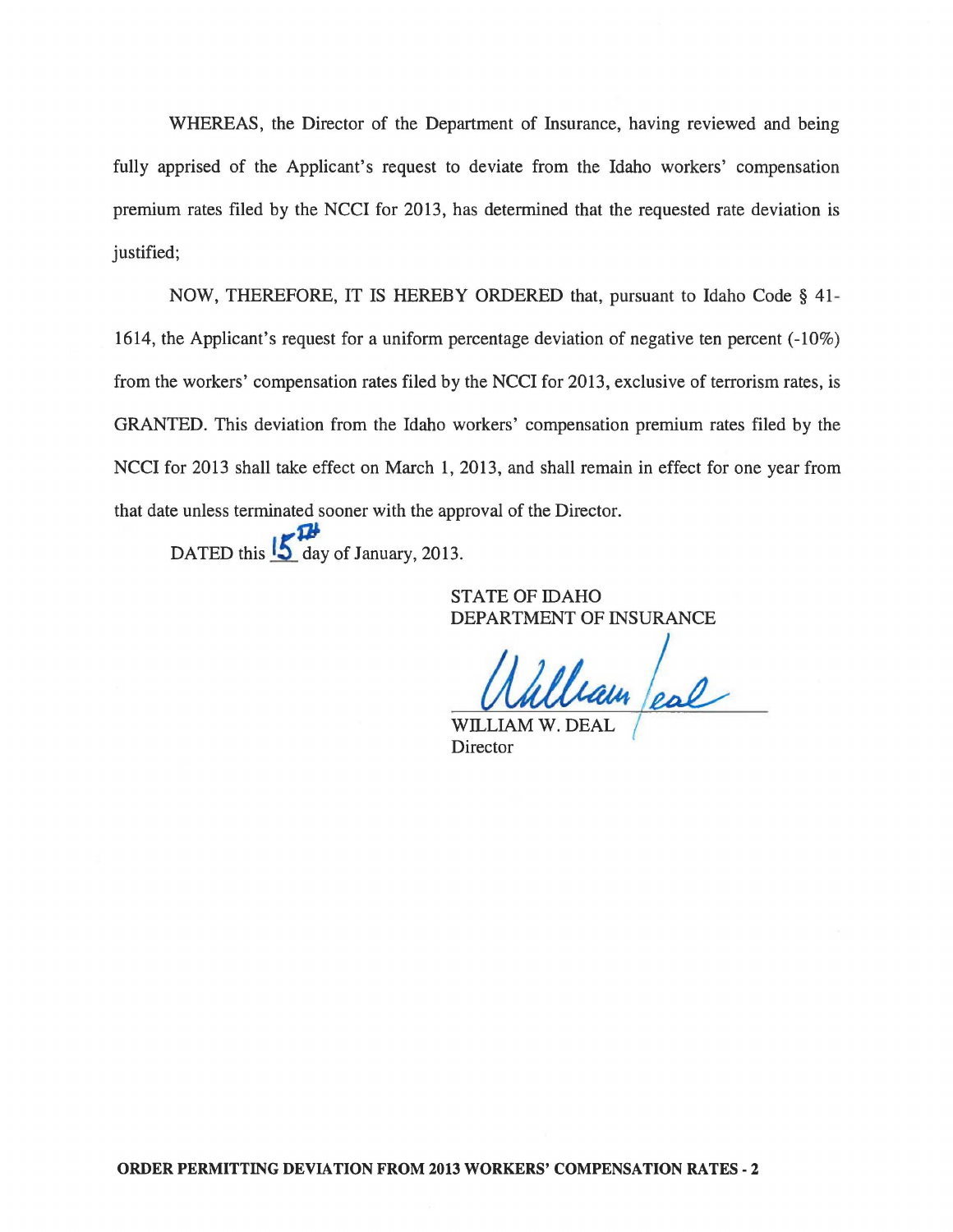WHEREAS, the Director of the Department of Insurance, having reviewed and being fully apprised of the Applicant's request to deviate from the Idaho workers' compensation premium rates filed by the NCCI for 2013, has determined that the requested rate deviation is justified;

NOW, THEREFORE, IT IS HEREBY ORDERED that, pursuant to Idaho Code § 41-1614, the Applicant's request for a uniform percentage deviation of negative ten percent (-10%) from the workers' compensation rates filed by the NCCI for 2013, exclusive of terrorism rates, is GRANTED. This deviation from the Idaho workers' compensation premium rates filed by the NCCI for 2013 shall take effect on March 1, 2013, and shall remain in effect for one year from that date unless terminated sooner with the approval of the Director.

DATED this 15th day of January, 2013.

STATE OF IDAHO
DEPARTMENT OF INSURANCE

WILLIAM W. DEAL
Director

**ORDER PERMITTING DEVIATION FROM 2013 WORKERS' COMPENSATION RATES - 2**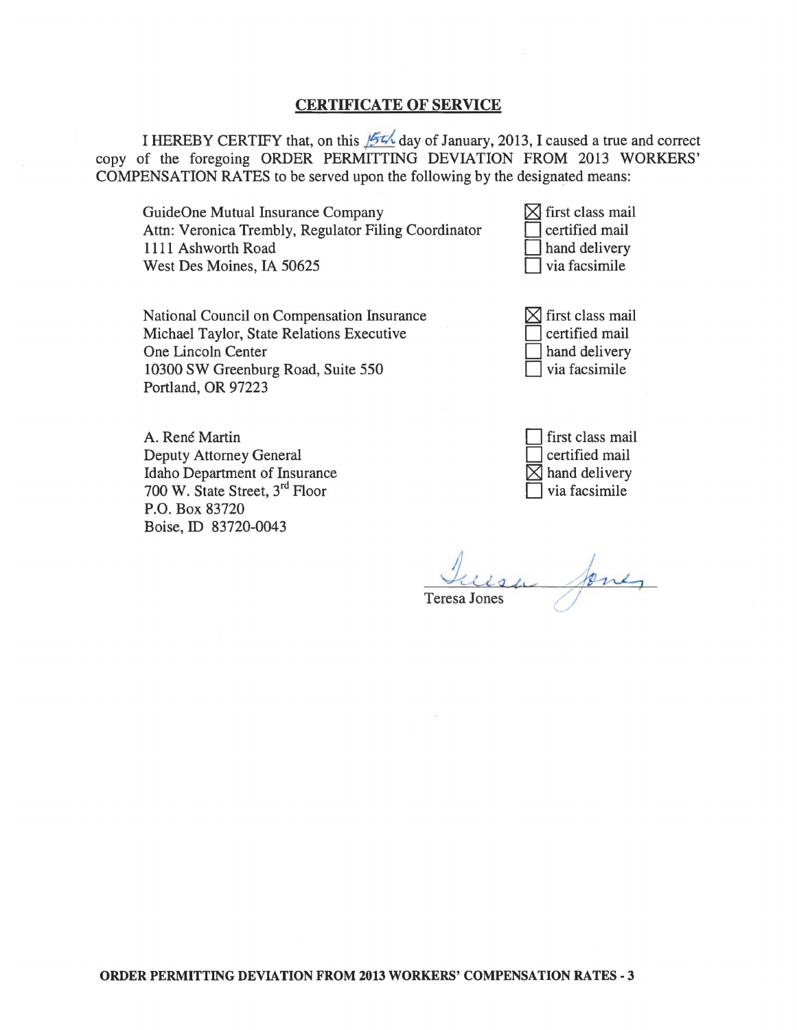## CERTIFICATE OF SERVICE

I HEREBY CERTIFY that, on this 15th day of January, 2013, I caused a true and correct copy of the foregoing ORDER PERMITTING DEVIATION FROM 2013 WORKERS' COMPENSATION RATES to be served upon the following by the designated means:

| | |
|---|---|
| GuideOne Mutual Insurance Company<br>Attn: Veronica Trembly, Regulator Filing Coordinator<br>1111 Ashworth Road<br>West Des Moines, IA 50625 | ☒ first class mail<br>☐ certified mail<br>☐ hand delivery<br>☐ via facsimile |
| National Council on Compensation Insurance<br>Michael Taylor, State Relations Executive<br>One Lincoln Center<br>10300 SW Greenburg Road, Suite 550<br>Portland, OR 97223 | ☒ first class mail<br>☐ certified mail<br>☐ hand delivery<br>☐ via facsimile |
| A. René Martin<br>Deputy Attorney General<br>Idaho Department of Insurance<br>700 W. State Street, 3rd Floor<br>P.O. Box 83720<br>Boise, ID 83720-0043 | ☐ first class mail<br>☐ certified mail<br>☒ hand delivery<br>☐ via facsimile |

Teresa Jones